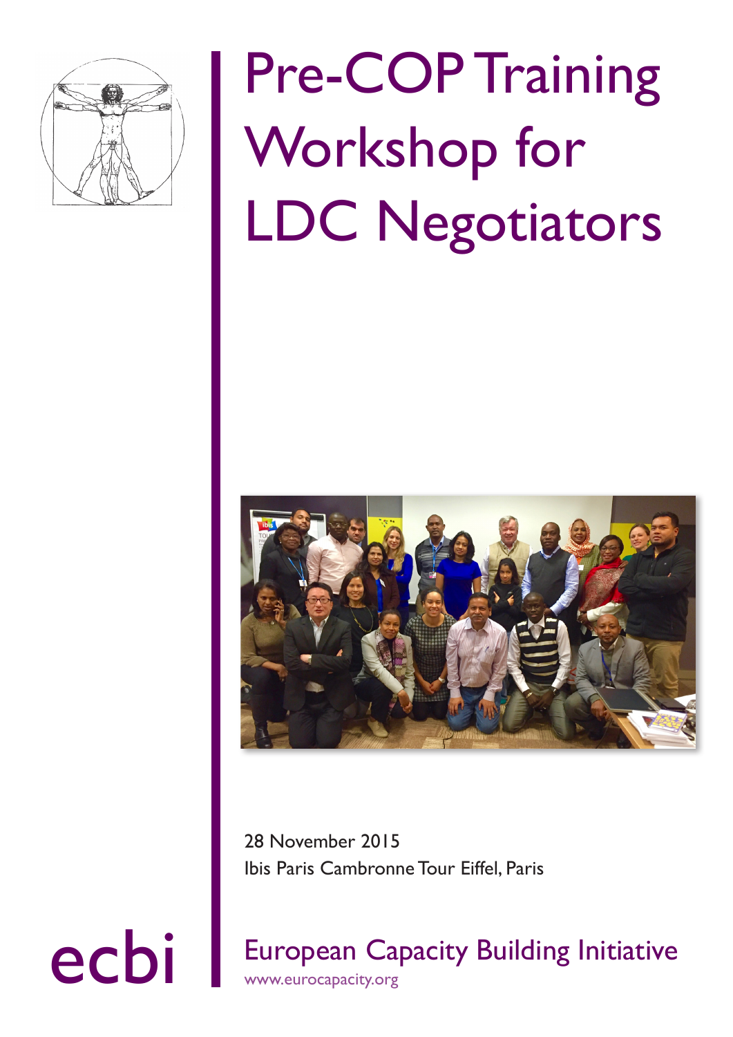# Pre-COP Training Workshop for LDC Negotiators

28 November 2015

Ibis Paris Cambronne Tour Eiffel, Paris

ecbi

European Capacity Building Initiative

www.eurocapacity.org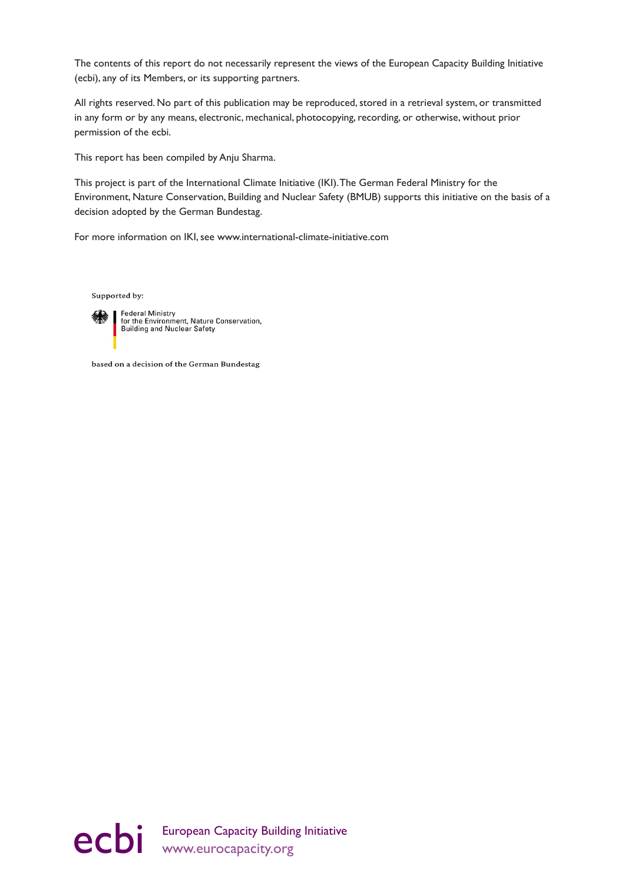The contents of this report do not necessarily represent the views of the European Capacity Building Initiative (ecbi), any of its Members, or its supporting partners.

All rights reserved. No part of this publication may be reproduced, stored in a retrieval system, or transmitted in any form or by any means, electronic, mechanical, photocopying, recording, or otherwise, without prior permission of the ecbi.

This report has been compiled by Anju Sharma.

This project is part of the International Climate Initiative (IKI). The German Federal Ministry for the Environment, Nature Conservation, Building and Nuclear Safety (BMUB) supports this initiative on the basis of a decision adopted by the German Bundestag.

For more information on IKI, see www.international-climate-initiative.com

Supported by:

Federal Ministry
for the Environment, Nature Conservation,
Building and Nuclear Safety

based on a decision of the German Bundestag

ecbi European Capacity Building Initiative
www.eurocapacity.org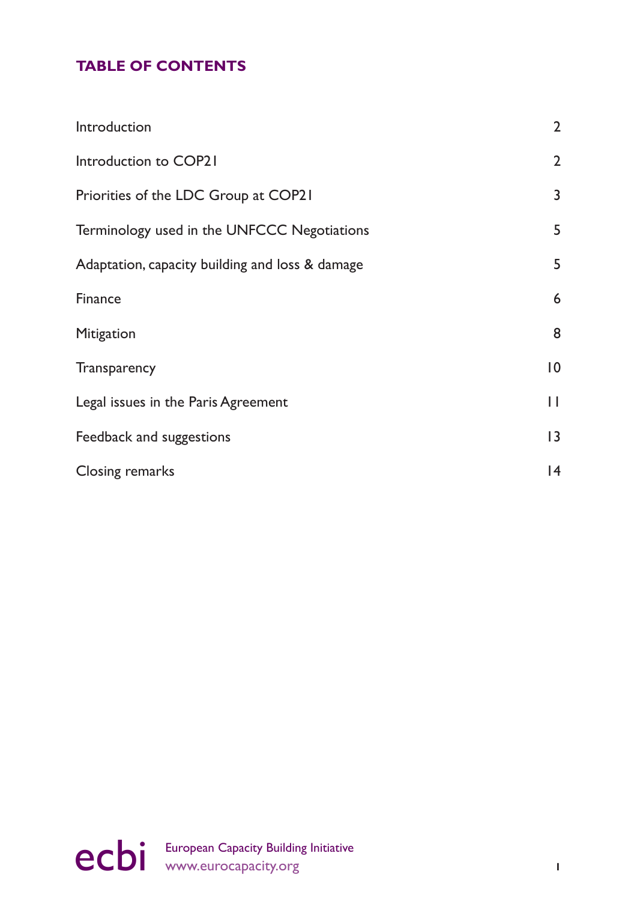## TABLE OF CONTENTS

| | |
|---|---|
| Introduction | 2 |
| Introduction to COP21 | 2 |
| Priorities of the LDC Group at COP21 | 3 |
| Terminology used in the UNFCCC Negotiations | 5 |
| Adaptation, capacity building and loss & damage | 5 |
| Finance | 6 |
| Mitigation | 8 |
| Transparency | 10 |
| Legal issues in the Paris Agreement | 11 |
| Feedback and suggestions | 13 |
| Closing remarks | 14 |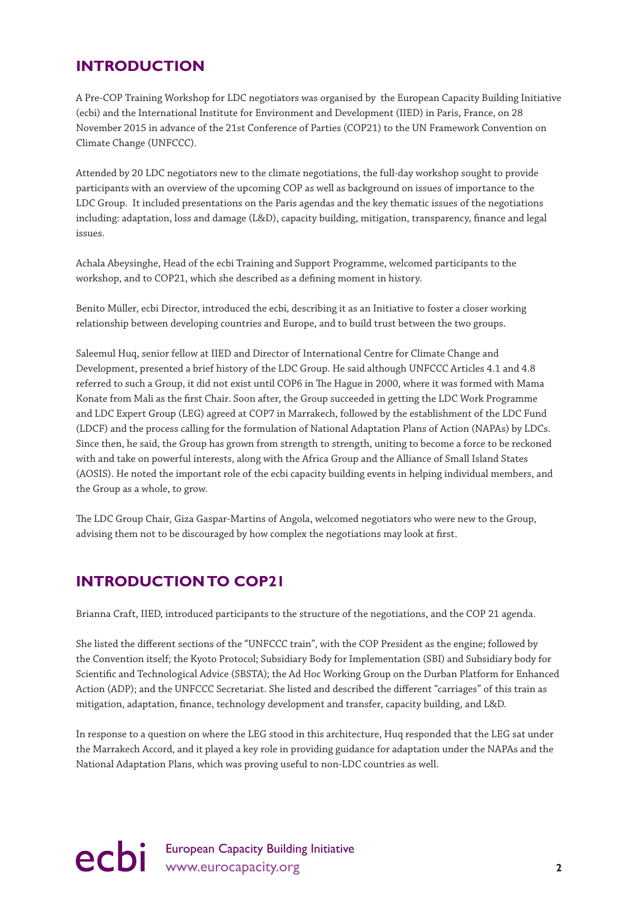## INTRODUCTION

A Pre-COP Training Workshop for LDC negotiators was organised by the European Capacity Building Initiative (ecbi) and the International Institute for Environment and Development (IIED) in Paris, France, on 28 November 2015 in advance of the 21st Conference of Parties (COP21) to the UN Framework Convention on Climate Change (UNFCCC).

Attended by 20 LDC negotiators new to the climate negotiations, the full-day workshop sought to provide participants with an overview of the upcoming COP as well as background on issues of importance to the LDC Group. It included presentations on the Paris agendas and the key thematic issues of the negotiations including: adaptation, loss and damage (L&D), capacity building, mitigation, transparency, finance and legal issues.

Achala Abeysinghe, Head of the ecbi Training and Support Programme, welcomed participants to the workshop, and to COP21, which she described as a defining moment in history.

Benito Müller, ecbi Director, introduced the ecbi, describing it as an Initiative to foster a closer working relationship between developing countries and Europe, and to build trust between the two groups.

Saleemul Huq, senior fellow at IIED and Director of International Centre for Climate Change and Development, presented a brief history of the LDC Group. He said although UNFCCC Articles 4.1 and 4.8 referred to such a Group, it did not exist until COP6 in The Hague in 2000, where it was formed with Mama Konate from Mali as the first Chair. Soon after, the Group succeeded in getting the LDC Work Programme and LDC Expert Group (LEG) agreed at COP7 in Marrakech, followed by the establishment of the LDC Fund (LDCF) and the process calling for the formulation of National Adaptation Plans of Action (NAPAs) by LDCs. Since then, he said, the Group has grown from strength to strength, uniting to become a force to be reckoned with and take on powerful interests, along with the Africa Group and the Alliance of Small Island States (AOSIS). He noted the important role of the ecbi capacity building events in helping individual members, and the Group as a whole, to grow.

The LDC Group Chair, Giza Gaspar-Martins of Angola, welcomed negotiators who were new to the Group, advising them not to be discouraged by how complex the negotiations may look at first.

## INTRODUCTION TO COP21

Brianna Craft, IIED, introduced participants to the structure of the negotiations, and the COP 21 agenda.

She listed the different sections of the "UNFCCC train", with the COP President as the engine; followed by the Convention itself; the Kyoto Protocol; Subsidiary Body for Implementation (SBI) and Subsidiary body for Scientific and Technological Advice (SBSTA); the Ad Hoc Working Group on the Durban Platform for Enhanced Action (ADP); and the UNFCCC Secretariat. She listed and described the different "carriages" of this train as mitigation, adaptation, finance, technology development and transfer, capacity building, and L&D.

In response to a question on where the LEG stood in this architecture, Huq responded that the LEG sat under the Marrakech Accord, and it played a key role in providing guidance for adaptation under the NAPAs and the National Adaptation Plans, which was proving useful to non-LDC countries as well.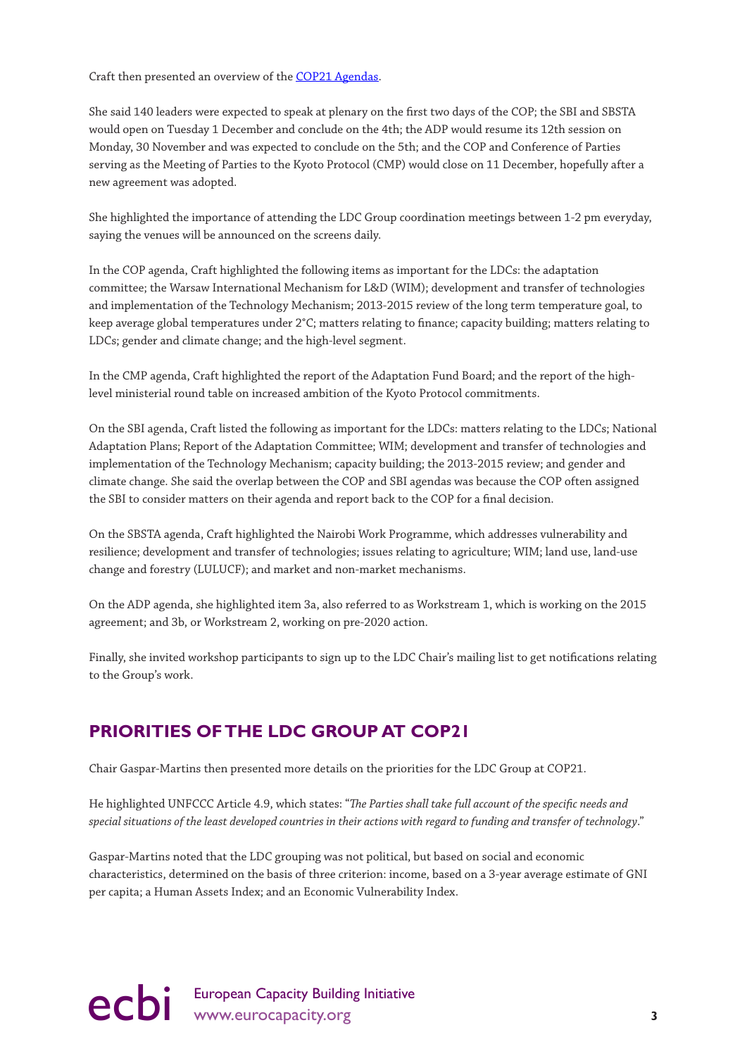Craft then presented an overview of the [COP21 Agendas](#).

She said 140 leaders were expected to speak at plenary on the first two days of the COP; the SBI and SBSTA would open on Tuesday 1 December and conclude on the 4th; the ADP would resume its 12th session on Monday, 30 November and was expected to conclude on the 5th; and the COP and Conference of Parties serving as the Meeting of Parties to the Kyoto Protocol (CMP) would close on 11 December, hopefully after a new agreement was adopted.

She highlighted the importance of attending the LDC Group coordination meetings between 1-2 pm everyday, saying the venues will be announced on the screens daily.

In the COP agenda, Craft highlighted the following items as important for the LDCs: the adaptation committee; the Warsaw International Mechanism for L&D (WIM); development and transfer of technologies and implementation of the Technology Mechanism; 2013-2015 review of the long term temperature goal, to keep average global temperatures under 2°C; matters relating to finance; capacity building; matters relating to LDCs; gender and climate change; and the high-level segment.

In the CMP agenda, Craft highlighted the report of the Adaptation Fund Board; and the report of the high-level ministerial round table on increased ambition of the Kyoto Protocol commitments.

On the SBI agenda, Craft listed the following as important for the LDCs: matters relating to the LDCs; National Adaptation Plans; Report of the Adaptation Committee; WIM; development and transfer of technologies and implementation of the Technology Mechanism; capacity building; the 2013-2015 review; and gender and climate change. She said the overlap between the COP and SBI agendas was because the COP often assigned the SBI to consider matters on their agenda and report back to the COP for a final decision.

On the SBSTA agenda, Craft highlighted the Nairobi Work Programme, which addresses vulnerability and resilience; development and transfer of technologies; issues relating to agriculture; WIM; land use, land-use change and forestry (LULUCF); and market and non-market mechanisms.

On the ADP agenda, she highlighted item 3a, also referred to as Workstream 1, which is working on the 2015 agreement; and 3b, or Workstream 2, working on pre-2020 action.

Finally, she invited workshop participants to sign up to the LDC Chair's mailing list to get notifications relating to the Group's work.

## PRIORITIES OF THE LDC GROUP AT COP21

Chair Gaspar-Martins then presented more details on the priorities for the LDC Group at COP21.

He highlighted UNFCCC Article 4.9, which states: "*The Parties shall take full account of the specific needs and special situations of the least developed countries in their actions with regard to funding and transfer of technology*."

Gaspar-Martins noted that the LDC grouping was not political, but based on social and economic characteristics, determined on the basis of three criterion: income, based on a 3-year average estimate of GNI per capita; a Human Assets Index; and an Economic Vulnerability Index.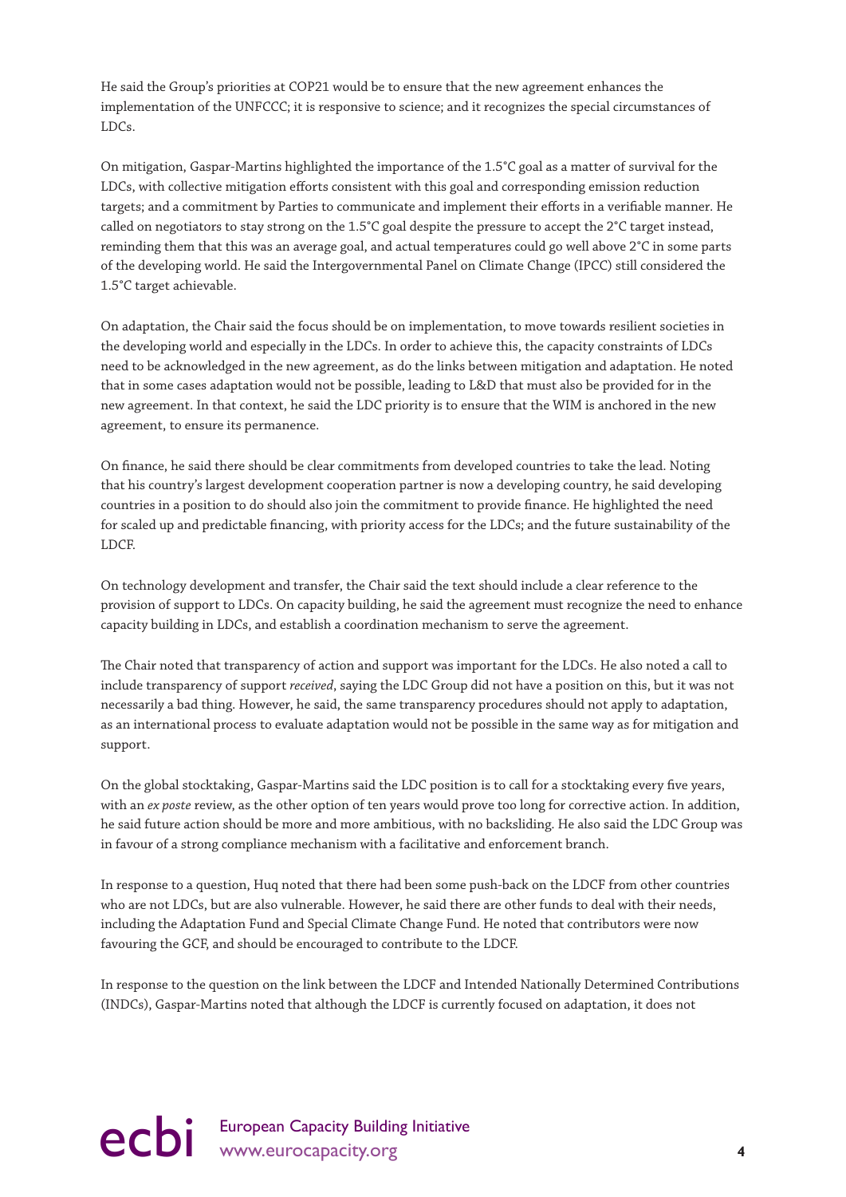He said the Group's priorities at COP21 would be to ensure that the new agreement enhances the implementation of the UNFCCC; it is responsive to science; and it recognizes the special circumstances of LDCs.

On mitigation, Gaspar-Martins highlighted the importance of the 1.5°C goal as a matter of survival for the LDCs, with collective mitigation efforts consistent with this goal and corresponding emission reduction targets; and a commitment by Parties to communicate and implement their efforts in a verifiable manner. He called on negotiators to stay strong on the 1.5°C goal despite the pressure to accept the 2°C target instead, reminding them that this was an average goal, and actual temperatures could go well above 2°C in some parts of the developing world. He said the Intergovernmental Panel on Climate Change (IPCC) still considered the 1.5°C target achievable.

On adaptation, the Chair said the focus should be on implementation, to move towards resilient societies in the developing world and especially in the LDCs. In order to achieve this, the capacity constraints of LDCs need to be acknowledged in the new agreement, as do the links between mitigation and adaptation. He noted that in some cases adaptation would not be possible, leading to L&D that must also be provided for in the new agreement. In that context, he said the LDC priority is to ensure that the WIM is anchored in the new agreement, to ensure its permanence.

On finance, he said there should be clear commitments from developed countries to take the lead. Noting that his country's largest development cooperation partner is now a developing country, he said developing countries in a position to do should also join the commitment to provide finance. He highlighted the need for scaled up and predictable financing, with priority access for the LDCs; and the future sustainability of the LDCF.

On technology development and transfer, the Chair said the text should include a clear reference to the provision of support to LDCs. On capacity building, he said the agreement must recognize the need to enhance capacity building in LDCs, and establish a coordination mechanism to serve the agreement.

The Chair noted that transparency of action and support was important for the LDCs. He also noted a call to include transparency of support *received*, saying the LDC Group did not have a position on this, but it was not necessarily a bad thing. However, he said, the same transparency procedures should not apply to adaptation, as an international process to evaluate adaptation would not be possible in the same way as for mitigation and support.

On the global stocktaking, Gaspar-Martins said the LDC position is to call for a stocktaking every five years, with an *ex poste* review, as the other option of ten years would prove too long for corrective action. In addition, he said future action should be more and more ambitious, with no backsliding. He also said the LDC Group was in favour of a strong compliance mechanism with a facilitative and enforcement branch.

In response to a question, Huq noted that there had been some push-back on the LDCF from other countries who are not LDCs, but are also vulnerable. However, he said there are other funds to deal with their needs, including the Adaptation Fund and Special Climate Change Fund. He noted that contributors were now favouring the GCF, and should be encouraged to contribute to the LDCF.

In response to the question on the link between the LDCF and Intended Nationally Determined Contributions (INDCs), Gaspar-Martins noted that although the LDCF is currently focused on adaptation, it does not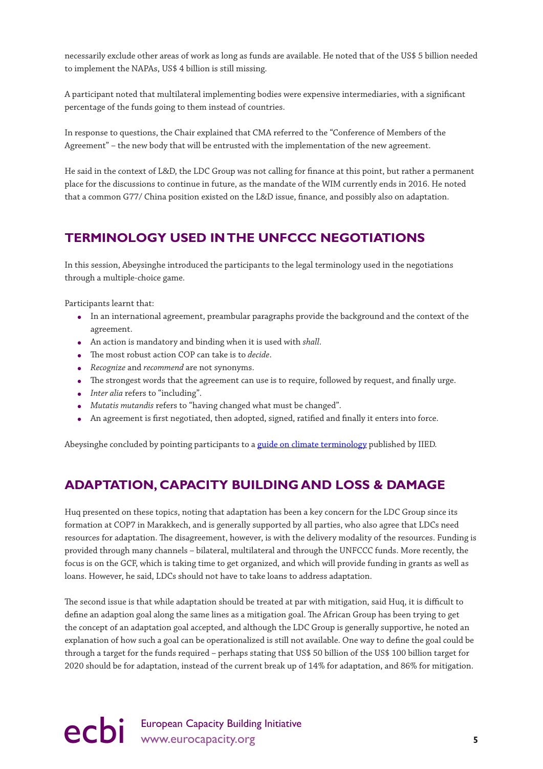necessarily exclude other areas of work as long as funds are available. He noted that of the US$ 5 billion needed to implement the NAPAs, US$ 4 billion is still missing.

A participant noted that multilateral implementing bodies were expensive intermediaries, with a significant percentage of the funds going to them instead of countries.

In response to questions, the Chair explained that CMA referred to the "Conference of Members of the Agreement" – the new body that will be entrusted with the implementation of the new agreement.

He said in the context of L&D, the LDC Group was not calling for finance at this point, but rather a permanent place for the discussions to continue in future, as the mandate of the WIM currently ends in 2016. He noted that a common G77/ China position existed on the L&D issue, finance, and possibly also on adaptation.

## TERMINOLOGY USED IN THE UNFCCC NEGOTIATIONS

In this session, Abeysinghe introduced the participants to the legal terminology used in the negotiations through a multiple-choice game.

Participants learnt that:

- In an international agreement, preambular paragraphs provide the background and the context of the agreement.
- An action is mandatory and binding when it is used with *shall*.
- The most robust action COP can take is to *decide*.
- *Recognize* and *recommend* are not synonyms.
- The strongest words that the agreement can use is to require, followed by request, and finally urge.
- *Inter alia* refers to "including".
- *Mutatis mutandis* refers to "having changed what must be changed".
- An agreement is first negotiated, then adopted, signed, ratified and finally it enters into force.

Abeysinghe concluded by pointing participants to a guide on climate terminology published by IIED.

## ADAPTATION, CAPACITY BUILDING AND LOSS & DAMAGE

Huq presented on these topics, noting that adaptation has been a key concern for the LDC Group since its formation at COP7 in Marakkech, and is generally supported by all parties, who also agree that LDCs need resources for adaptation. The disagreement, however, is with the delivery modality of the resources. Funding is provided through many channels – bilateral, multilateral and through the UNFCCC funds. More recently, the focus is on the GCF, which is taking time to get organized, and which will provide funding in grants as well as loans. However, he said, LDCs should not have to take loans to address adaptation.

The second issue is that while adaptation should be treated at par with mitigation, said Huq, it is difficult to define an adaption goal along the same lines as a mitigation goal. The African Group has been trying to get the concept of an adaptation goal accepted, and although the LDC Group is generally supportive, he noted an explanation of how such a goal can be operationalized is still not available. One way to define the goal could be through a target for the funds required – perhaps stating that US$ 50 billion of the US$ 100 billion target for 2020 should be for adaptation, instead of the current break up of 14% for adaptation, and 86% for mitigation.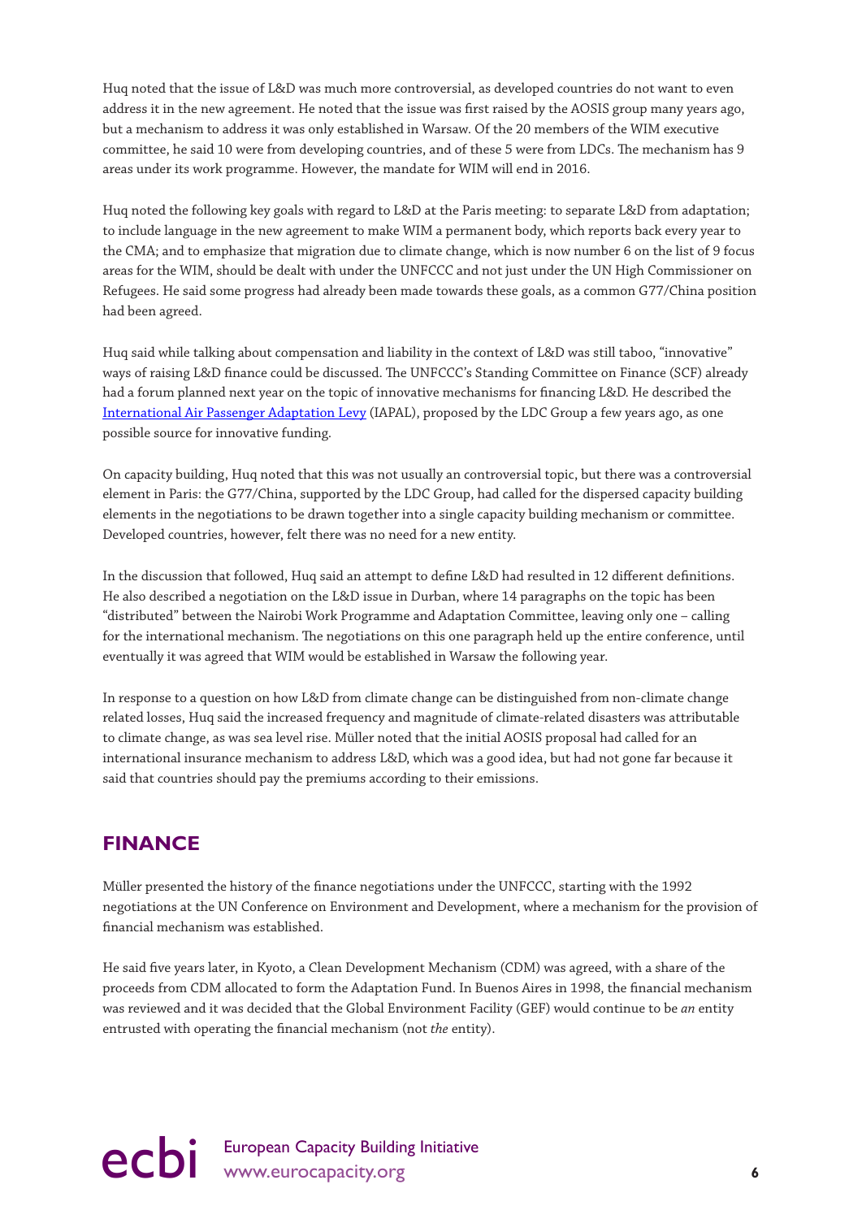Huq noted that the issue of L&D was much more controversial, as developed countries do not want to even address it in the new agreement. He noted that the issue was first raised by the AOSIS group many years ago, but a mechanism to address it was only established in Warsaw. Of the 20 members of the WIM executive committee, he said 10 were from developing countries, and of these 5 were from LDCs. The mechanism has 9 areas under its work programme. However, the mandate for WIM will end in 2016.

Huq noted the following key goals with regard to L&D at the Paris meeting: to separate L&D from adaptation; to include language in the new agreement to make WIM a permanent body, which reports back every year to the CMA; and to emphasize that migration due to climate change, which is now number 6 on the list of 9 focus areas for the WIM, should be dealt with under the UNFCCC and not just under the UN High Commissioner on Refugees. He said some progress had already been made towards these goals, as a common G77/China position had been agreed.

Huq said while talking about compensation and liability in the context of L&D was still taboo, "innovative" ways of raising L&D finance could be discussed. The UNFCCC's Standing Committee on Finance (SCF) already had a forum planned next year on the topic of innovative mechanisms for financing L&D. He described the International Air Passenger Adaptation Levy (IAPAL), proposed by the LDC Group a few years ago, as one possible source for innovative funding.

On capacity building, Huq noted that this was not usually an controversial topic, but there was a controversial element in Paris: the G77/China, supported by the LDC Group, had called for the dispersed capacity building elements in the negotiations to be drawn together into a single capacity building mechanism or committee. Developed countries, however, felt there was no need for a new entity.

In the discussion that followed, Huq said an attempt to define L&D had resulted in 12 different definitions. He also described a negotiation on the L&D issue in Durban, where 14 paragraphs on the topic has been "distributed" between the Nairobi Work Programme and Adaptation Committee, leaving only one – calling for the international mechanism. The negotiations on this one paragraph held up the entire conference, until eventually it was agreed that WIM would be established in Warsaw the following year.

In response to a question on how L&D from climate change can be distinguished from non-climate change related losses, Huq said the increased frequency and magnitude of climate-related disasters was attributable to climate change, as was sea level rise. Müller noted that the initial AOSIS proposal had called for an international insurance mechanism to address L&D, which was a good idea, but had not gone far because it said that countries should pay the premiums according to their emissions.

## FINANCE

Müller presented the history of the finance negotiations under the UNFCCC, starting with the 1992 negotiations at the UN Conference on Environment and Development, where a mechanism for the provision of financial mechanism was established.

He said five years later, in Kyoto, a Clean Development Mechanism (CDM) was agreed, with a share of the proceeds from CDM allocated to form the Adaptation Fund. In Buenos Aires in 1998, the financial mechanism was reviewed and it was decided that the Global Environment Facility (GEF) would continue to be *an* entity entrusted with operating the financial mechanism (not *the* entity).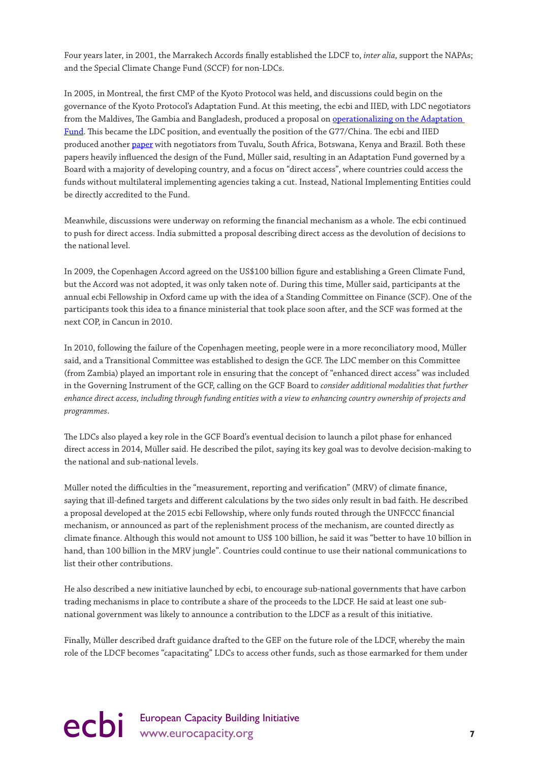Four years later, in 2001, the Marrakech Accords finally established the LDCF to, *inter alia*, support the NAPAs; and the Special Climate Change Fund (SCCF) for non-LDCs.

In 2005, in Montreal, the first CMP of the Kyoto Protocol was held, and discussions could begin on the governance of the Kyoto Protocol's Adaptation Fund. At this meeting, the ecbi and IIED, with LDC negotiators from the Maldives, The Gambia and Bangladesh, produced a proposal on [operationalizing on the Adaptation Fund](). This became the LDC position, and eventually the position of the G77/China. The ecbi and IIED produced another [paper]() with negotiators from Tuvalu, South Africa, Botswana, Kenya and Brazil. Both these papers heavily influenced the design of the Fund, Müller said, resulting in an Adaptation Fund governed by a Board with a majority of developing country, and a focus on "direct access", where countries could access the funds without multilateral implementing agencies taking a cut. Instead, National Implementing Entities could be directly accredited to the Fund.

Meanwhile, discussions were underway on reforming the financial mechanism as a whole. The ecbi continued to push for direct access. India submitted a proposal describing direct access as the devolution of decisions to the national level.

In 2009, the Copenhagen Accord agreed on the US$100 billion figure and establishing a Green Climate Fund, but the Accord was not adopted, it was only taken note of. During this time, Müller said, participants at the annual ecbi Fellowship in Oxford came up with the idea of a Standing Committee on Finance (SCF). One of the participants took this idea to a finance ministerial that took place soon after, and the SCF was formed at the next COP, in Cancun in 2010.

In 2010, following the failure of the Copenhagen meeting, people were in a more reconciliatory mood, Müller said, and a Transitional Committee was established to design the GCF. The LDC member on this Committee (from Zambia) played an important role in ensuring that the concept of "enhanced direct access" was included in the Governing Instrument of the GCF, calling on the GCF Board to *consider additional modalities that further enhance direct access, including through funding entities with a view to enhancing country ownership of projects and programmes*.

The LDCs also played a key role in the GCF Board's eventual decision to launch a pilot phase for enhanced direct access in 2014, Müller said. He described the pilot, saying its key goal was to devolve decision-making to the national and sub-national levels.

Müller noted the difficulties in the "measurement, reporting and verification" (MRV) of climate finance, saying that ill-defined targets and different calculations by the two sides only result in bad faith. He described a proposal developed at the 2015 ecbi Fellowship, where only funds routed through the UNFCCC financial mechanism, or announced as part of the replenishment process of the mechanism, are counted directly as climate finance. Although this would not amount to US$ 100 billion, he said it was "better to have 10 billion in hand, than 100 billion in the MRV jungle". Countries could continue to use their national communications to list their other contributions.

He also described a new initiative launched by ecbi, to encourage sub-national governments that have carbon trading mechanisms in place to contribute a share of the proceeds to the LDCF. He said at least one sub-national government was likely to announce a contribution to the LDCF as a result of this initiative.

Finally, Müller described draft guidance drafted to the GEF on the future role of the LDCF, whereby the main role of the LDCF becomes "capacitating" LDCs to access other funds, such as those earmarked for them under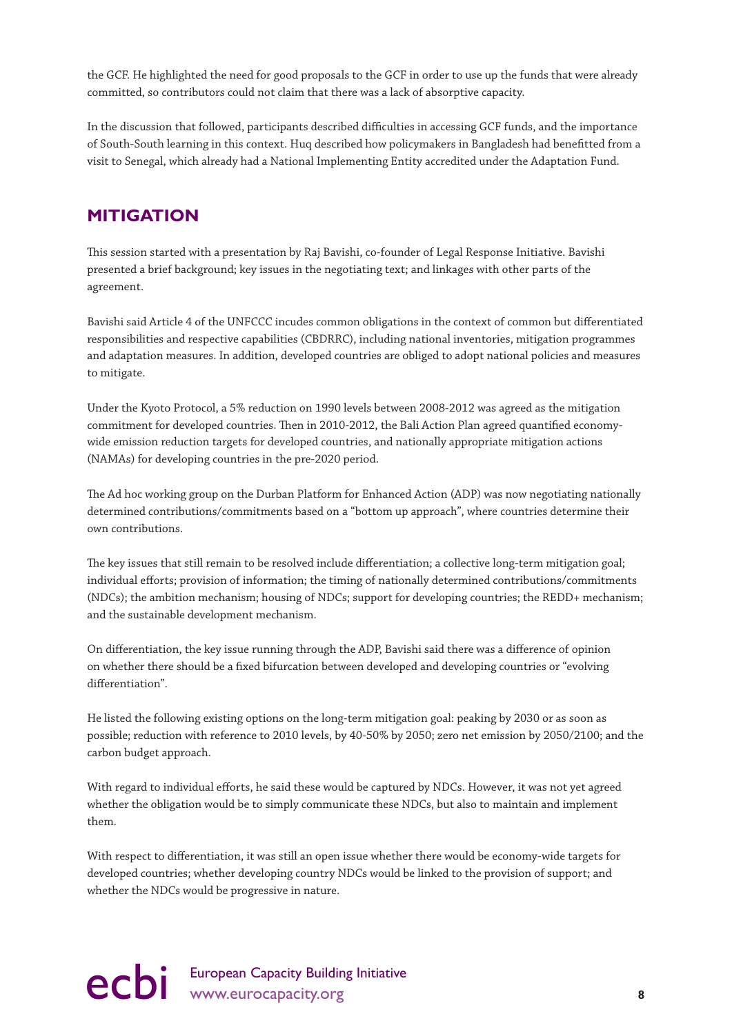the GCF. He highlighted the need for good proposals to the GCF in order to use up the funds that were already committed, so contributors could not claim that there was a lack of absorptive capacity.

In the discussion that followed, participants described difficulties in accessing GCF funds, and the importance of South-South learning in this context. Huq described how policymakers in Bangladesh had benefitted from a visit to Senegal, which already had a National Implementing Entity accredited under the Adaptation Fund.

## MITIGATION

This session started with a presentation by Raj Bavishi, co-founder of Legal Response Initiative. Bavishi presented a brief background; key issues in the negotiating text; and linkages with other parts of the agreement.

Bavishi said Article 4 of the UNFCCC incudes common obligations in the context of common but differentiated responsibilities and respective capabilities (CBDRRC), including national inventories, mitigation programmes and adaptation measures. In addition, developed countries are obliged to adopt national policies and measures to mitigate.

Under the Kyoto Protocol, a 5% reduction on 1990 levels between 2008-2012 was agreed as the mitigation commitment for developed countries. Then in 2010-2012, the Bali Action Plan agreed quantified economy-wide emission reduction targets for developed countries, and nationally appropriate mitigation actions (NAMAs) for developing countries in the pre-2020 period.

The Ad hoc working group on the Durban Platform for Enhanced Action (ADP) was now negotiating nationally determined contributions/commitments based on a "bottom up approach", where countries determine their own contributions.

The key issues that still remain to be resolved include differentiation; a collective long-term mitigation goal; individual efforts; provision of information; the timing of nationally determined contributions/commitments (NDCs); the ambition mechanism; housing of NDCs; support for developing countries; the REDD+ mechanism; and the sustainable development mechanism.

On differentiation, the key issue running through the ADP, Bavishi said there was a difference of opinion on whether there should be a fixed bifurcation between developed and developing countries or "evolving differentiation".

He listed the following existing options on the long-term mitigation goal: peaking by 2030 or as soon as possible; reduction with reference to 2010 levels, by 40-50% by 2050; zero net emission by 2050/2100; and the carbon budget approach.

With regard to individual efforts, he said these would be captured by NDCs. However, it was not yet agreed whether the obligation would be to simply communicate these NDCs, but also to maintain and implement them.

With respect to differentiation, it was still an open issue whether there would be economy-wide targets for developed countries; whether developing country NDCs would be linked to the provision of support; and whether the NDCs would be progressive in nature.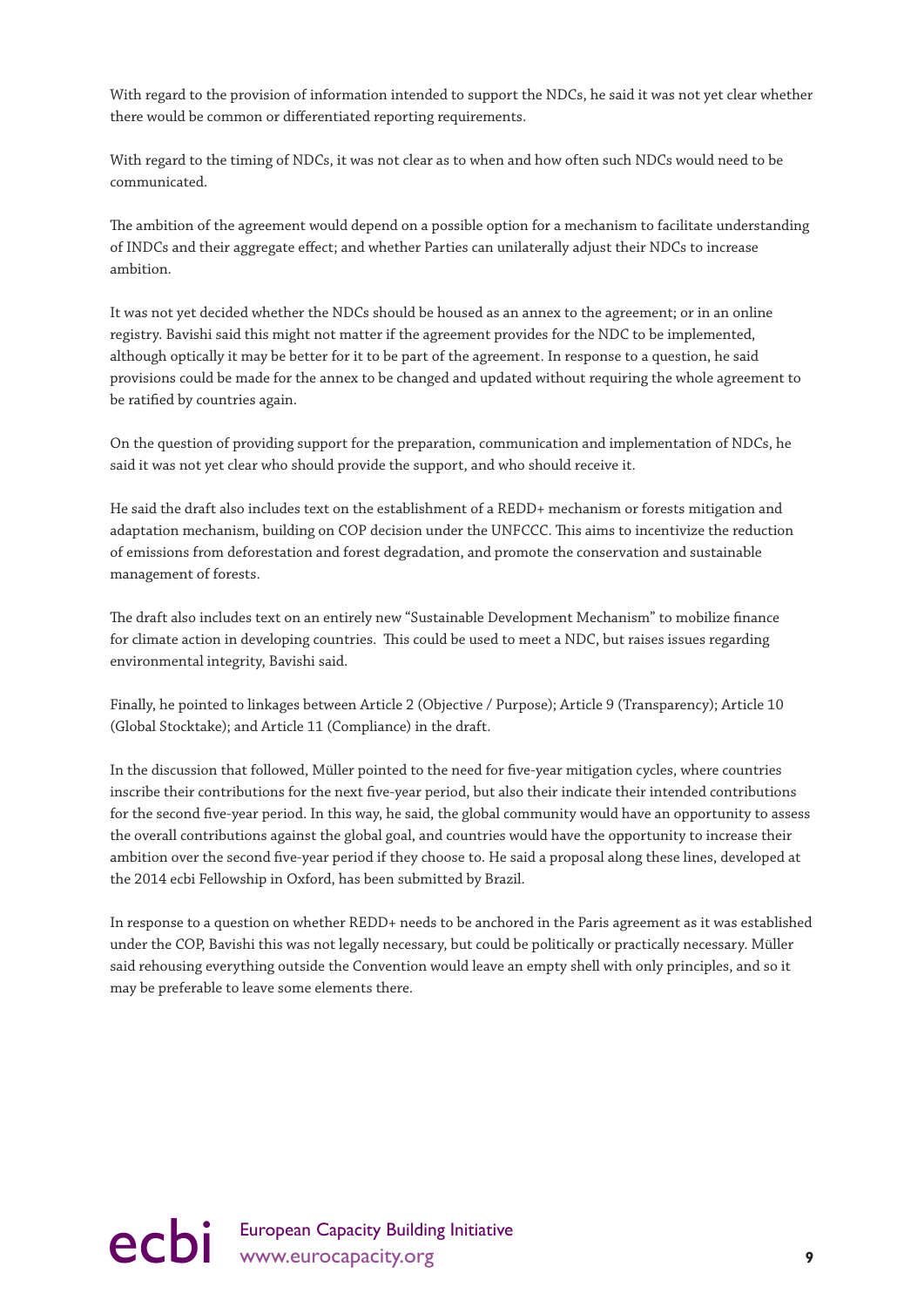With regard to the provision of information intended to support the NDCs, he said it was not yet clear whether there would be common or differentiated reporting requirements.

With regard to the timing of NDCs, it was not clear as to when and how often such NDCs would need to be communicated.

The ambition of the agreement would depend on a possible option for a mechanism to facilitate understanding of INDCs and their aggregate effect; and whether Parties can unilaterally adjust their NDCs to increase ambition.

It was not yet decided whether the NDCs should be housed as an annex to the agreement; or in an online registry. Bavishi said this might not matter if the agreement provides for the NDC to be implemented, although optically it may be better for it to be part of the agreement. In response to a question, he said provisions could be made for the annex to be changed and updated without requiring the whole agreement to be ratified by countries again.

On the question of providing support for the preparation, communication and implementation of NDCs, he said it was not yet clear who should provide the support, and who should receive it.

He said the draft also includes text on the establishment of a REDD+ mechanism or forests mitigation and adaptation mechanism, building on COP decision under the UNFCCC. This aims to incentivize the reduction of emissions from deforestation and forest degradation, and promote the conservation and sustainable management of forests.

The draft also includes text on an entirely new "Sustainable Development Mechanism" to mobilize finance for climate action in developing countries. This could be used to meet a NDC, but raises issues regarding environmental integrity, Bavishi said.

Finally, he pointed to linkages between Article 2 (Objective / Purpose); Article 9 (Transparency); Article 10 (Global Stocktake); and Article 11 (Compliance) in the draft.

In the discussion that followed, Müller pointed to the need for five-year mitigation cycles, where countries inscribe their contributions for the next five-year period, but also their indicate their intended contributions for the second five-year period. In this way, he said, the global community would have an opportunity to assess the overall contributions against the global goal, and countries would have the opportunity to increase their ambition over the second five-year period if they choose to. He said a proposal along these lines, developed at the 2014 ecbi Fellowship in Oxford, has been submitted by Brazil.

In response to a question on whether REDD+ needs to be anchored in the Paris agreement as it was established under the COP, Bavishi this was not legally necessary, but could be politically or practically necessary. Müller said rehousing everything outside the Convention would leave an empty shell with only principles, and so it may be preferable to leave some elements there.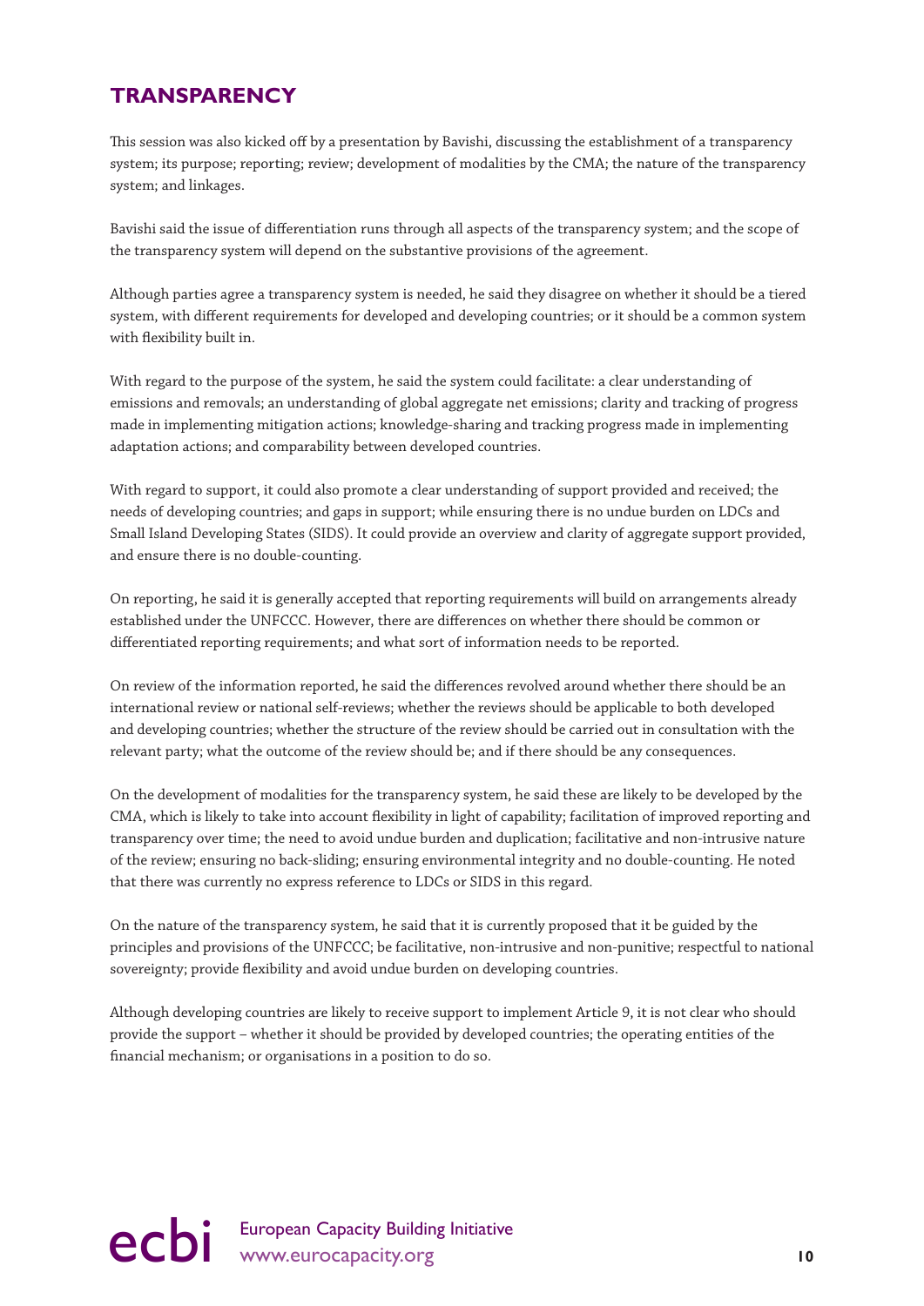## TRANSPARENCY

This session was also kicked off by a presentation by Bavishi, discussing the establishment of a transparency system; its purpose; reporting; review; development of modalities by the CMA; the nature of the transparency system; and linkages.

Bavishi said the issue of differentiation runs through all aspects of the transparency system; and the scope of the transparency system will depend on the substantive provisions of the agreement.

Although parties agree a transparency system is needed, he said they disagree on whether it should be a tiered system, with different requirements for developed and developing countries; or it should be a common system with flexibility built in.

With regard to the purpose of the system, he said the system could facilitate: a clear understanding of emissions and removals; an understanding of global aggregate net emissions; clarity and tracking of progress made in implementing mitigation actions; knowledge-sharing and tracking progress made in implementing adaptation actions; and comparability between developed countries.

With regard to support, it could also promote a clear understanding of support provided and received; the needs of developing countries; and gaps in support; while ensuring there is no undue burden on LDCs and Small Island Developing States (SIDS). It could provide an overview and clarity of aggregate support provided, and ensure there is no double-counting.

On reporting, he said it is generally accepted that reporting requirements will build on arrangements already established under the UNFCCC. However, there are differences on whether there should be common or differentiated reporting requirements; and what sort of information needs to be reported.

On review of the information reported, he said the differences revolved around whether there should be an international review or national self-reviews; whether the reviews should be applicable to both developed and developing countries; whether the structure of the review should be carried out in consultation with the relevant party; what the outcome of the review should be; and if there should be any consequences.

On the development of modalities for the transparency system, he said these are likely to be developed by the CMA, which is likely to take into account flexibility in light of capability; facilitation of improved reporting and transparency over time; the need to avoid undue burden and duplication; facilitative and non-intrusive nature of the review; ensuring no back-sliding; ensuring environmental integrity and no double-counting. He noted that there was currently no express reference to LDCs or SIDS in this regard.

On the nature of the transparency system, he said that it is currently proposed that it be guided by the principles and provisions of the UNFCCC; be facilitative, non-intrusive and non-punitive; respectful to national sovereignty; provide flexibility and avoid undue burden on developing countries.

Although developing countries are likely to receive support to implement Article 9, it is not clear who should provide the support – whether it should be provided by developed countries; the operating entities of the financial mechanism; or organisations in a position to do so.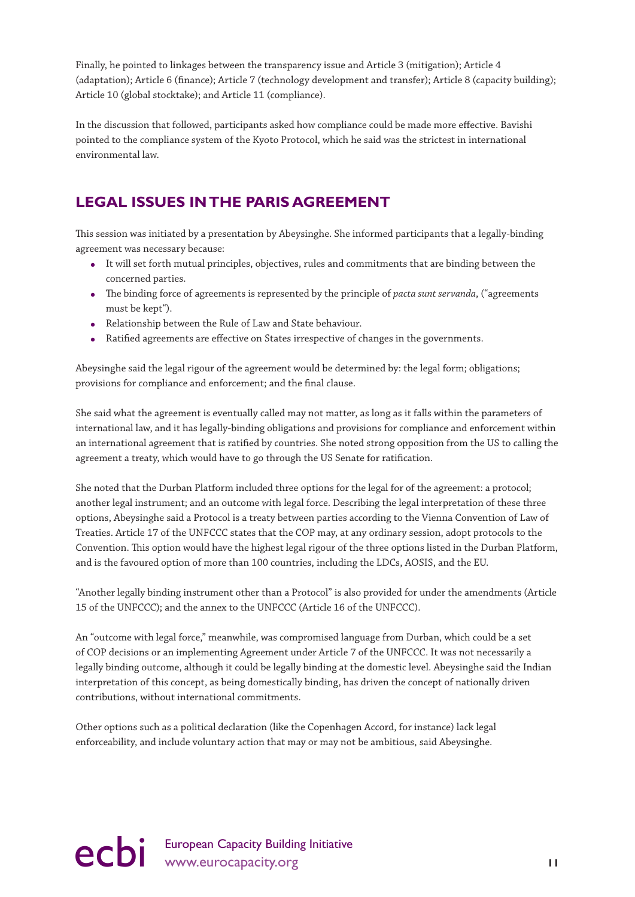Finally, he pointed to linkages between the transparency issue and Article 3 (mitigation); Article 4 (adaptation); Article 6 (finance); Article 7 (technology development and transfer); Article 8 (capacity building); Article 10 (global stocktake); and Article 11 (compliance).

In the discussion that followed, participants asked how compliance could be made more effective. Bavishi pointed to the compliance system of the Kyoto Protocol, which he said was the strictest in international environmental law.

## LEGAL ISSUES IN THE PARIS AGREEMENT

This session was initiated by a presentation by Abeysinghe. She informed participants that a legally-binding agreement was necessary because:

- It will set forth mutual principles, objectives, rules and commitments that are binding between the concerned parties.
- The binding force of agreements is represented by the principle of *pacta sunt servanda*, ("agreements must be kept").
- Relationship between the Rule of Law and State behaviour.
- Ratified agreements are effective on States irrespective of changes in the governments.

Abeysinghe said the legal rigour of the agreement would be determined by: the legal form; obligations; provisions for compliance and enforcement; and the final clause.

She said what the agreement is eventually called may not matter, as long as it falls within the parameters of international law, and it has legally-binding obligations and provisions for compliance and enforcement within an international agreement that is ratified by countries. She noted strong opposition from the US to calling the agreement a treaty, which would have to go through the US Senate for ratification.

She noted that the Durban Platform included three options for the legal for of the agreement: a protocol; another legal instrument; and an outcome with legal force. Describing the legal interpretation of these three options, Abeysinghe said a Protocol is a treaty between parties according to the Vienna Convention of Law of Treaties. Article 17 of the UNFCCC states that the COP may, at any ordinary session, adopt protocols to the Convention. This option would have the highest legal rigour of the three options listed in the Durban Platform, and is the favoured option of more than 100 countries, including the LDCs, AOSIS, and the EU.

"Another legally binding instrument other than a Protocol" is also provided for under the amendments (Article 15 of the UNFCCC); and the annex to the UNFCCC (Article 16 of the UNFCCC).

An "outcome with legal force," meanwhile, was compromised language from Durban, which could be a set of COP decisions or an implementing Agreement under Article 7 of the UNFCCC. It was not necessarily a legally binding outcome, although it could be legally binding at the domestic level. Abeysinghe said the Indian interpretation of this concept, as being domestically binding, has driven the concept of nationally driven contributions, without international commitments.

Other options such as a political declaration (like the Copenhagen Accord, for instance) lack legal enforceability, and include voluntary action that may or may not be ambitious, said Abeysinghe.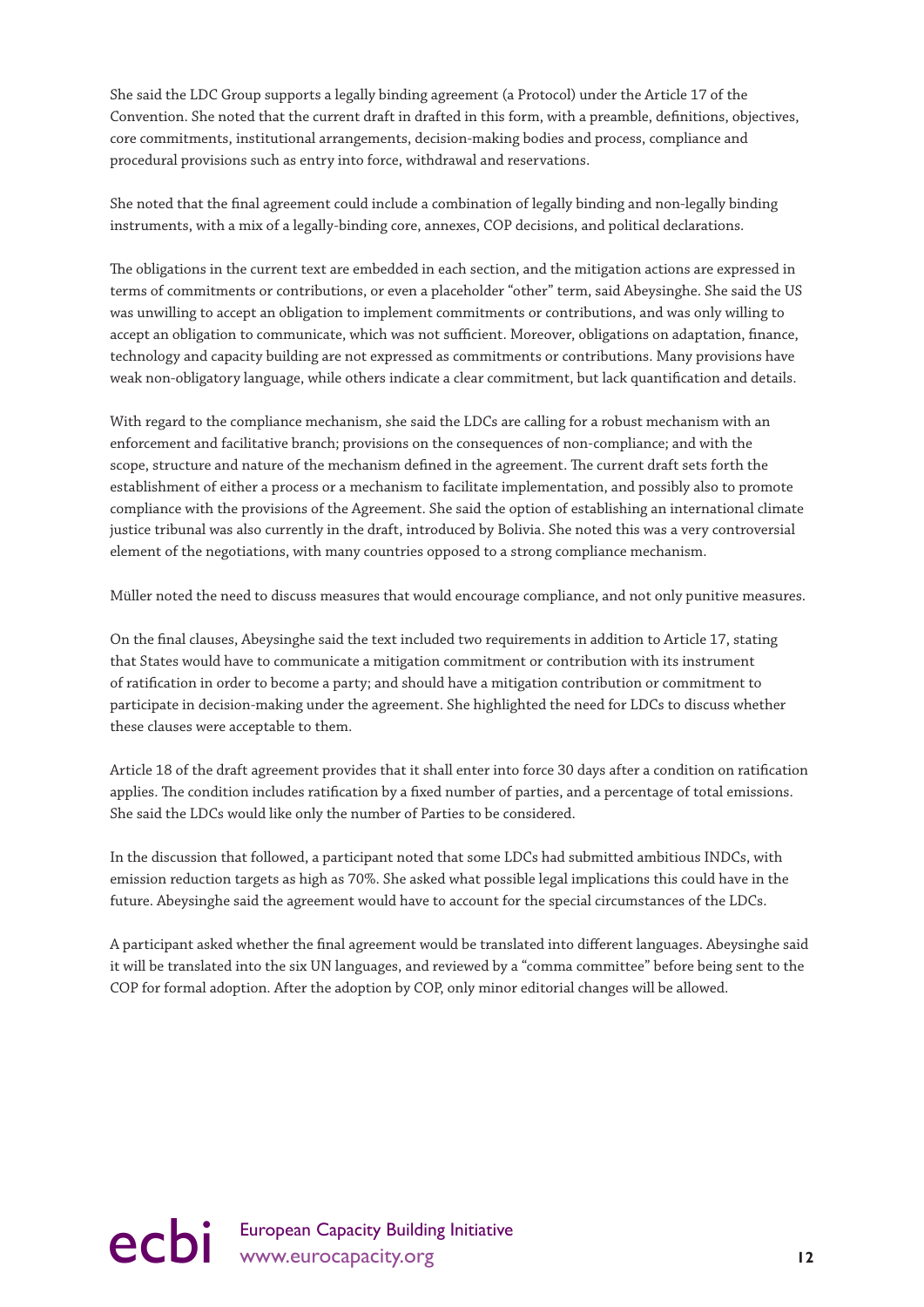She said the LDC Group supports a legally binding agreement (a Protocol) under the Article 17 of the Convention. She noted that the current draft in drafted in this form, with a preamble, definitions, objectives, core commitments, institutional arrangements, decision-making bodies and process, compliance and procedural provisions such as entry into force, withdrawal and reservations.

She noted that the final agreement could include a combination of legally binding and non-legally binding instruments, with a mix of a legally-binding core, annexes, COP decisions, and political declarations.

The obligations in the current text are embedded in each section, and the mitigation actions are expressed in terms of commitments or contributions, or even a placeholder "other" term, said Abeysinghe. She said the US was unwilling to accept an obligation to implement commitments or contributions, and was only willing to accept an obligation to communicate, which was not sufficient. Moreover, obligations on adaptation, finance, technology and capacity building are not expressed as commitments or contributions. Many provisions have weak non-obligatory language, while others indicate a clear commitment, but lack quantification and details.

With regard to the compliance mechanism, she said the LDCs are calling for a robust mechanism with an enforcement and facilitative branch; provisions on the consequences of non-compliance; and with the scope, structure and nature of the mechanism defined in the agreement. The current draft sets forth the establishment of either a process or a mechanism to facilitate implementation, and possibly also to promote compliance with the provisions of the Agreement. She said the option of establishing an international climate justice tribunal was also currently in the draft, introduced by Bolivia. She noted this was a very controversial element of the negotiations, with many countries opposed to a strong compliance mechanism.

Müller noted the need to discuss measures that would encourage compliance, and not only punitive measures.

On the final clauses, Abeysinghe said the text included two requirements in addition to Article 17, stating that States would have to communicate a mitigation commitment or contribution with its instrument of ratification in order to become a party; and should have a mitigation contribution or commitment to participate in decision-making under the agreement. She highlighted the need for LDCs to discuss whether these clauses were acceptable to them.

Article 18 of the draft agreement provides that it shall enter into force 30 days after a condition on ratification applies. The condition includes ratification by a fixed number of parties, and a percentage of total emissions. She said the LDCs would like only the number of Parties to be considered.

In the discussion that followed, a participant noted that some LDCs had submitted ambitious INDCs, with emission reduction targets as high as 70%. She asked what possible legal implications this could have in the future. Abeysinghe said the agreement would have to account for the special circumstances of the LDCs.

A participant asked whether the final agreement would be translated into different languages. Abeysinghe said it will be translated into the six UN languages, and reviewed by a "comma committee" before being sent to the COP for formal adoption. After the adoption by COP, only minor editorial changes will be allowed.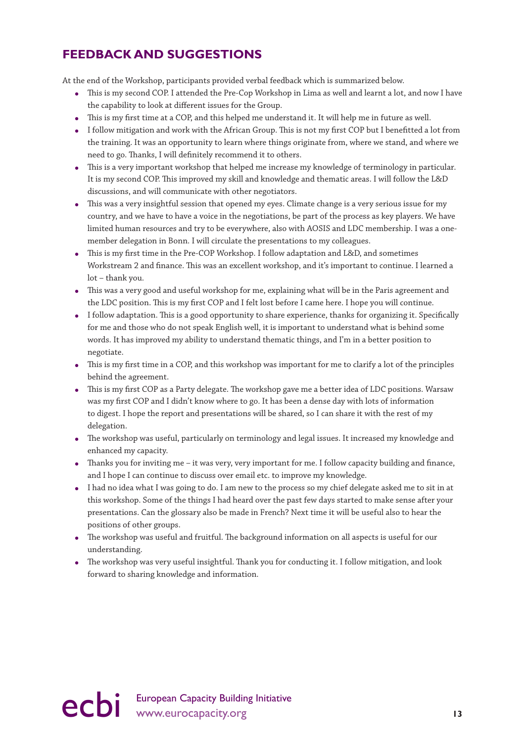## FEEDBACK AND SUGGESTIONS

At the end of the Workshop, participants provided verbal feedback which is summarized below.

- This is my second COP. I attended the Pre-Cop Workshop in Lima as well and learnt a lot, and now I have the capability to look at different issues for the Group.
- This is my first time at a COP, and this helped me understand it. It will help me in future as well.
- I follow mitigation and work with the African Group. This is not my first COP but I benefitted a lot from the training. It was an opportunity to learn where things originate from, where we stand, and where we need to go. Thanks, I will definitely recommend it to others.
- This is a very important workshop that helped me increase my knowledge of terminology in particular. It is my second COP. This improved my skill and knowledge and thematic areas. I will follow the L&D discussions, and will communicate with other negotiators.
- This was a very insightful session that opened my eyes. Climate change is a very serious issue for my country, and we have to have a voice in the negotiations, be part of the process as key players. We have limited human resources and try to be everywhere, also with AOSIS and LDC membership. I was a one-member delegation in Bonn. I will circulate the presentations to my colleagues.
- This is my first time in the Pre-COP Workshop. I follow adaptation and L&D, and sometimes Workstream 2 and finance. This was an excellent workshop, and it's important to continue. I learned a lot – thank you.
- This was a very good and useful workshop for me, explaining what will be in the Paris agreement and the LDC position. This is my first COP and I felt lost before I came here. I hope you will continue.
- I follow adaptation. This is a good opportunity to share experience, thanks for organizing it. Specifically for me and those who do not speak English well, it is important to understand what is behind some words. It has improved my ability to understand thematic things, and I'm in a better position to negotiate.
- This is my first time in a COP, and this workshop was important for me to clarify a lot of the principles behind the agreement.
- This is my first COP as a Party delegate. The workshop gave me a better idea of LDC positions. Warsaw was my first COP and I didn't know where to go. It has been a dense day with lots of information to digest. I hope the report and presentations will be shared, so I can share it with the rest of my delegation.
- The workshop was useful, particularly on terminology and legal issues. It increased my knowledge and enhanced my capacity.
- Thanks you for inviting me – it was very, very important for me. I follow capacity building and finance, and I hope I can continue to discuss over email etc. to improve my knowledge.
- I had no idea what I was going to do. I am new to the process so my chief delegate asked me to sit in at this workshop. Some of the things I had heard over the past few days started to make sense after your presentations. Can the glossary also be made in French? Next time it will be useful also to hear the positions of other groups.
- The workshop was useful and fruitful. The background information on all aspects is useful for our understanding.
- The workshop was very useful insightful. Thank you for conducting it. I follow mitigation, and look forward to sharing knowledge and information.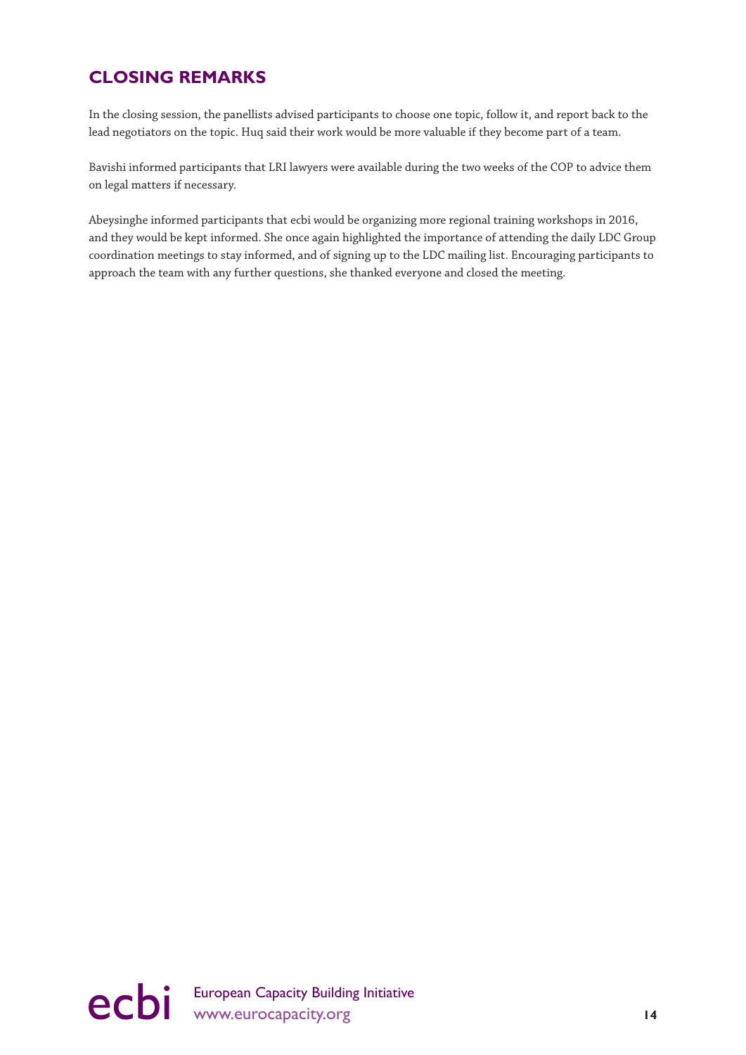## CLOSING REMARKS

In the closing session, the panellists advised participants to choose one topic, follow it, and report back to the lead negotiators on the topic. Huq said their work would be more valuable if they become part of a team.

Bavishi informed participants that LRI lawyers were available during the two weeks of the COP to advice them on legal matters if necessary.

Abeysinghe informed participants that ecbi would be organizing more regional training workshops in 2016, and they would be kept informed. She once again highlighted the importance of attending the daily LDC Group coordination meetings to stay informed, and of signing up to the LDC mailing list. Encouraging participants to approach the team with any further questions, she thanked everyone and closed the meeting.